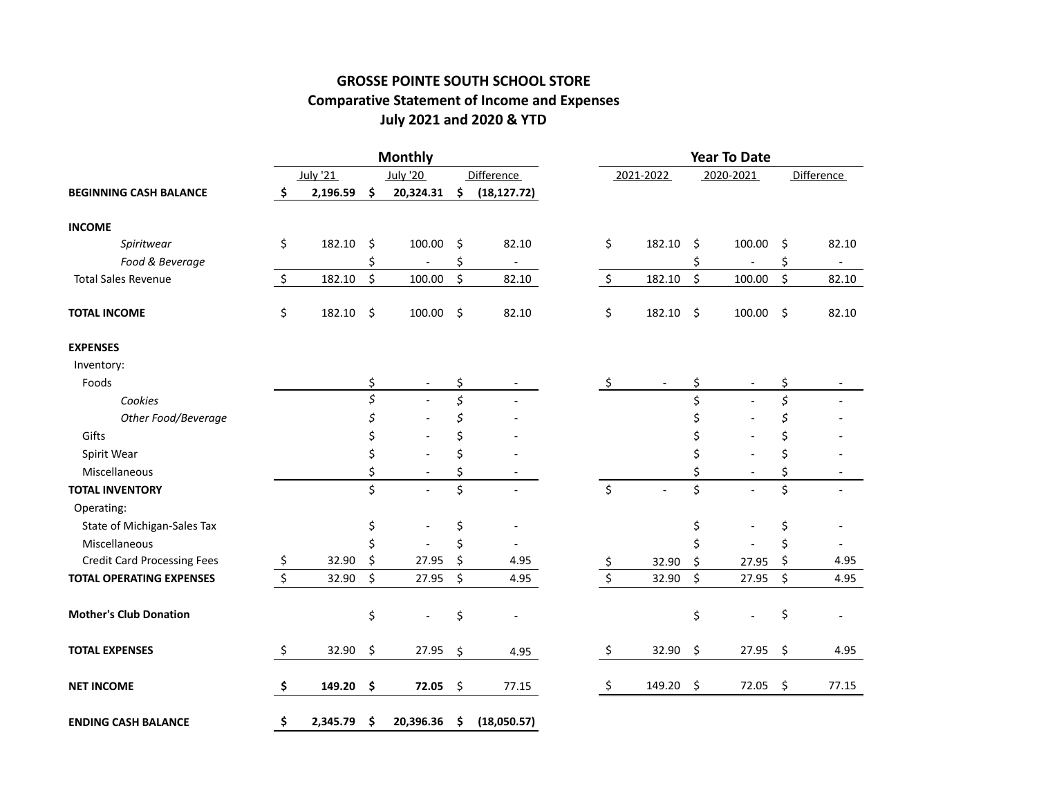# GROSSE POINTE SOUTH SCHOOL STORE

## Comparative Statement of Income and Expenses

### July 2021 and 2020 & YTD

| | Monthly | | | Year To Date | | |
|---|---|---|---|---|---|---|
| | July '21 | July '20 | Difference | 2021-2022 | 2020-2021 | Difference |
| **BEGINNING CASH BALANCE** | **$ 2,196.59** | **$ 20,324.31** | **$ (18,127.72)** | | | |
| **INCOME** | | | | | | |
| *Spiritwear* | $ 182.10 | $ 100.00 | $ 82.10 | $ 182.10 | $ 100.00 | $ 82.10 |
| *Food & Beverage* | | $ - | $ - | | $ - | $ - |
| Total Sales Revenue | $ 182.10 | $ 100.00 | $ 82.10 | $ 182.10 | $ 100.00 | $ 82.10 |
| **TOTAL INCOME** | $ 182.10 | $ 100.00 | $ 82.10 | $ 182.10 | $ 100.00 | $ 82.10 |
| **EXPENSES** | | | | | | |
| Inventory: | | | | | | |
| Foods | | $ - | $ - | $ - | $ - | $ - |
| *Cookies* | | $ - | $ - | | $ - | $ - |
| *Other Food/Beverage* | | $ - | $ - | | $ - | $ - |
| Gifts | | $ - | $ - | | $ - | $ - |
| Spirit Wear | | $ - | $ - | | $ - | $ - |
| Miscellaneous | | $ - | $ - | | $ - | $ - |
| **TOTAL INVENTORY** | | $ - | $ - | $ - | $ - | $ - |
| Operating: | | | | | | |
| State of Michigan-Sales Tax | | $ - | $ - | | $ - | $ - |
| Miscellaneous | | $ - | $ - | | $ - | $ - |
| Credit Card Processing Fees | $ 32.90 | $ 27.95 | $ 4.95 | $ 32.90 | $ 27.95 | $ 4.95 |
| **TOTAL OPERATING EXPENSES** | $ 32.90 | $ 27.95 | $ 4.95 | $ 32.90 | $ 27.95 | $ 4.95 |
| **Mother's Club Donation** | | $ - | $ - | | $ - | $ - |
| **TOTAL EXPENSES** | $ 32.90 | $ 27.95 | $ 4.95 | $ 32.90 | $ 27.95 | $ 4.95 |
| **NET INCOME** | **$ 149.20** | **$ 72.05** | $ 77.15 | $ 149.20 | $ 72.05 | $ 77.15 |
| **ENDING CASH BALANCE** | **$ 2,345.79** | **$ 20,396.36** | **$ (18,050.57)** | | | |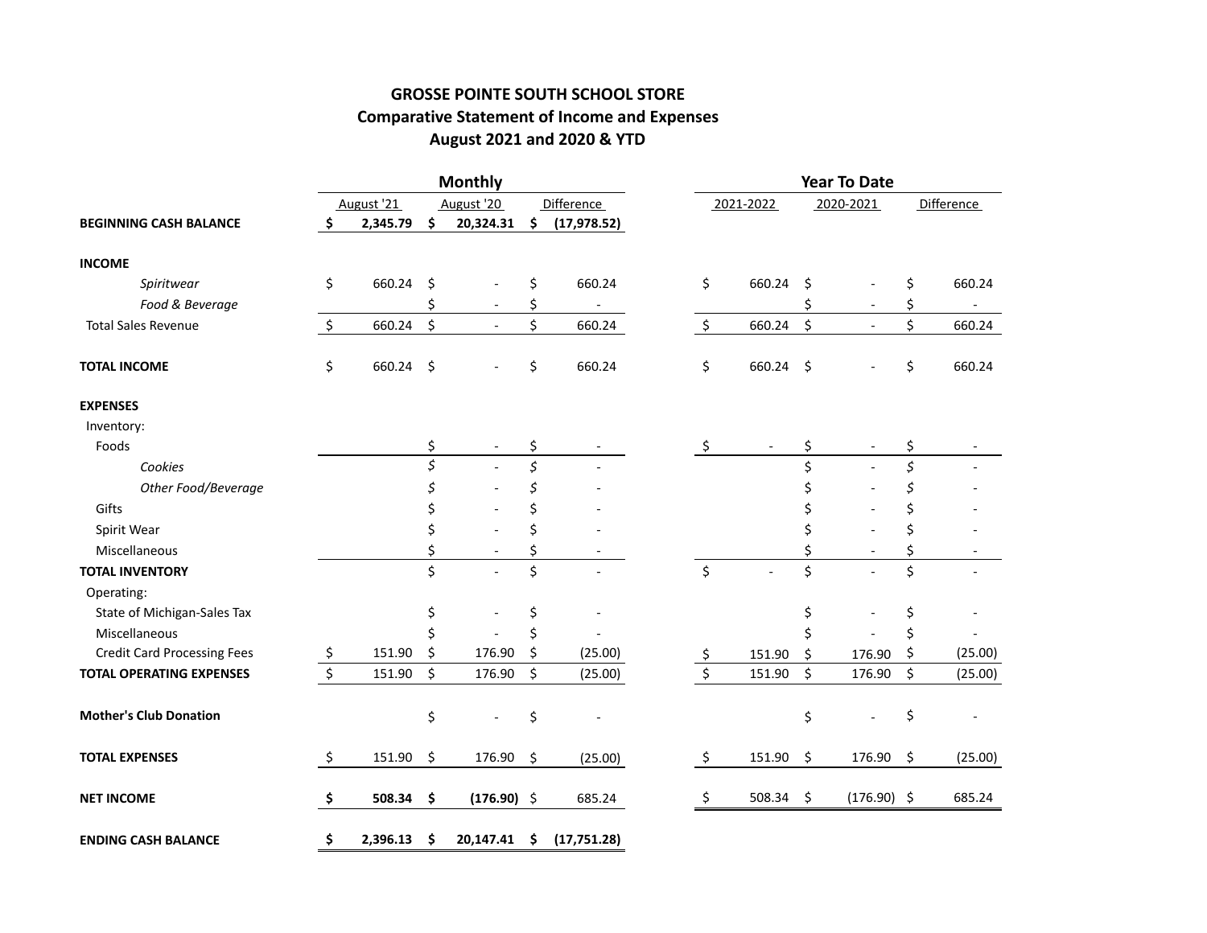**GROSSE POINTE SOUTH SCHOOL STORE**
**Comparative Statement of Income and Expenses**
**August 2021 and 2020 & YTD**

| | Monthly | | | Year To Date | | |
|---|---|---|---|---|---|---|
| | August '21 | August '20 | Difference | 2021-2022 | 2020-2021 | Difference |
| **BEGINNING CASH BALANCE** | **$ 2,345.79** | **$ 20,324.31** | **$ (17,978.52)** | | | |
| **INCOME** | | | | | | |
| *Spiritwear* | $ 660.24 | $ - | $ 660.24 | $ 660.24 | $ - | $ 660.24 |
| *Food & Beverage* | | $ - | $ - | | $ - | $ - |
| Total Sales Revenue | $ 660.24 | $ - | $ 660.24 | $ 660.24 | $ - | $ 660.24 |
| **TOTAL INCOME** | $ 660.24 | $ - | $ 660.24 | $ 660.24 | $ - | $ 660.24 |
| **EXPENSES** | | | | | | |
| Inventory: | | | | | | |
| Foods | | $ - | $ - | $ - | $ - | $ - |
| *Cookies* | | $ - | $ - | | $ - | $ - |
| *Other Food/Beverage* | | $ - | $ - | | $ - | $ - |
| Gifts | | $ - | $ - | | $ - | $ - |
| Spirit Wear | | $ - | $ - | | $ - | $ - |
| Miscellaneous | | $ - | $ - | | $ - | $ - |
| **TOTAL INVENTORY** | | $ - | $ - | $ - | $ - | $ - |
| Operating: | | | | | | |
| State of Michigan-Sales Tax | | $ - | $ - | | $ - | $ - |
| Miscellaneous | | $ - | $ - | | $ - | $ - |
| Credit Card Processing Fees | $ 151.90 | $ 176.90 | $ (25.00) | $ 151.90 | $ 176.90 | $ (25.00) |
| **TOTAL OPERATING EXPENSES** | $ 151.90 | $ 176.90 | $ (25.00) | $ 151.90 | $ 176.90 | $ (25.00) |
| **Mother's Club Donation** | | $ - | $ - | | $ - | $ - |
| **TOTAL EXPENSES** | $ 151.90 | $ 176.90 | $ (25.00) | $ 151.90 | $ 176.90 | $ (25.00) |
| **NET INCOME** | **$ 508.34** | **$ (176.90)** | $ 685.24 | $ 508.34 | $ (176.90) | $ 685.24 |
| **ENDING CASH BALANCE** | **$ 2,396.13** | **$ 20,147.41** | **$ (17,751.28)** | | | |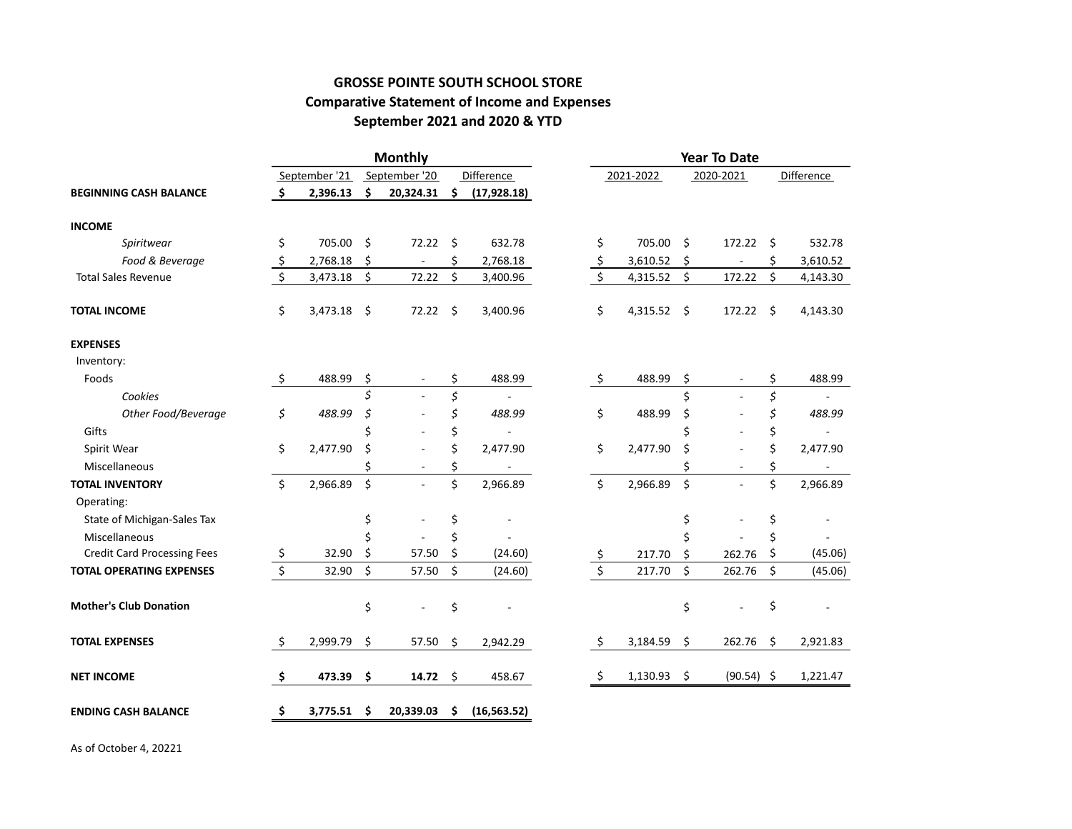**GROSSE POINTE SOUTH SCHOOL STORE**
**Comparative Statement of Income and Expenses**
**September 2021 and 2020 & YTD**

| | Monthly | | | Year To Date | | |
|---|---|---|---|---|---|---|
| | September '21 | September '20 | Difference | 2021-2022 | 2020-2021 | Difference |
| **BEGINNING CASH BALANCE** | **$ 2,396.13** | **$ 20,324.31** | **$ (17,928.18)** | | | |
| **INCOME** | | | | | | |
| *Spiritwear* | $ 705.00 | $ 72.22 | $ 632.78 | $ 705.00 | $ 172.22 | $ 532.78 |
| *Food & Beverage* | $ 2,768.18 | $ - | $ 2,768.18 | $ 3,610.52 | $ - | $ 3,610.52 |
| Total Sales Revenue | $ 3,473.18 | $ 72.22 | $ 3,400.96 | $ 4,315.52 | $ 172.22 | $ 4,143.30 |
| **TOTAL INCOME** | $ 3,473.18 | $ 72.22 | $ 3,400.96 | $ 4,315.52 | $ 172.22 | $ 4,143.30 |
| **EXPENSES** | | | | | | |
| Inventory: | | | | | | |
| Foods | $ 488.99 | $ - | $ 488.99 | $ 488.99 | $ - | $ 488.99 |
| *Cookies* | | $ - | $ - | | $ - | $ - |
| *Other Food/Beverage* | *$ 488.99* | $ - | *$ 488.99* | $ 488.99 | $ - | *$ 488.99* |
| Gifts | | $ - | $ - | | $ - | $ - |
| Spirit Wear | $ 2,477.90 | $ - | $ 2,477.90 | $ 2,477.90 | $ - | $ 2,477.90 |
| Miscellaneous | | $ - | $ - | | $ - | $ - |
| **TOTAL INVENTORY** | $ 2,966.89 | $ - | $ 2,966.89 | $ 2,966.89 | $ - | $ 2,966.89 |
| Operating: | | | | | | |
| State of Michigan-Sales Tax | | $ - | $ - | | $ - | $ - |
| Miscellaneous | | $ - | $ - | | $ - | $ - |
| Credit Card Processing Fees | $ 32.90 | $ 57.50 | $ (24.60) | $ 217.70 | $ 262.76 | $ (45.06) |
| **TOTAL OPERATING EXPENSES** | $ 32.90 | $ 57.50 | $ (24.60) | $ 217.70 | $ 262.76 | $ (45.06) |
| **Mother's Club Donation** | | $ - | $ - | | $ - | $ - |
| **TOTAL EXPENSES** | $ 2,999.79 | $ 57.50 | $ 2,942.29 | $ 3,184.59 | $ 262.76 | $ 2,921.83 |
| **NET INCOME** | **$ 473.39** | **$ 14.72** | $ 458.67 | $ 1,130.93 | $ (90.54) | $ 1,221.47 |
| **ENDING CASH BALANCE** | **$ 3,775.51** | **$ 20,339.03** | **$ (16,563.52)** | | | |

As of October 4, 20221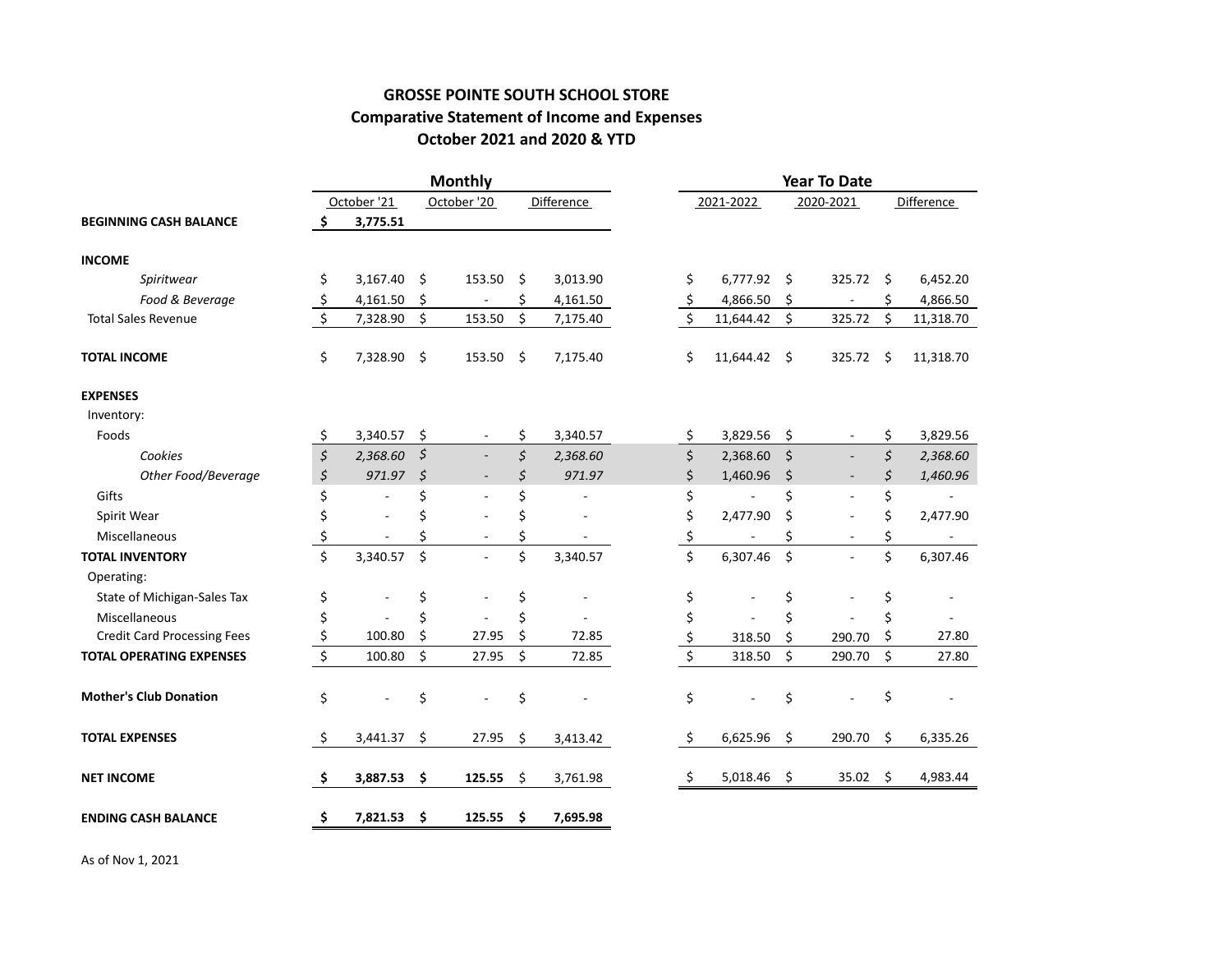# GROSSE POINTE SOUTH SCHOOL STORE

## Comparative Statement of Income and Expenses

### October 2021 and 2020 & YTD

| | Monthly | | | Year To Date | | |
|---|---|---|---|---|---|---|
| | October '21 | October '20 | Difference | 2021-2022 | 2020-2021 | Difference |
| **BEGINNING CASH BALANCE** | **$ 3,775.51** | | | | | |
| **INCOME** | | | | | | |
| *Spiritwear* | $ 3,167.40 | $ 153.50 | $ 3,013.90 | $ 6,777.92 | $ 325.72 | $ 6,452.20 |
| *Food & Beverage* | $ 4,161.50 | $ - | $ 4,161.50 | $ 4,866.50 | $ - | $ 4,866.50 |
| Total Sales Revenue | $ 7,328.90 | $ 153.50 | $ 7,175.40 | $ 11,644.42 | $ 325.72 | $ 11,318.70 |
| **TOTAL INCOME** | $ 7,328.90 | $ 153.50 | $ 7,175.40 | $ 11,644.42 | $ 325.72 | $ 11,318.70 |
| **EXPENSES** | | | | | | |
| Inventory: | | | | | | |
| Foods | $ 3,340.57 | $ - | $ 3,340.57 | $ 3,829.56 | $ - | $ 3,829.56 |
| *Cookies* | *$ 2,368.60* | *$ -* | *$ 2,368.60* | $ 2,368.60 | $ - | *$ 2,368.60* |
| *Other Food/Beverage* | *$ 971.97* | *$ -* | *$ 971.97* | $ 1,460.96 | $ - | *$ 1,460.96* |
| Gifts | $ - | $ - | $ - | $ - | $ - | $ - |
| Spirit Wear | $ - | $ - | $ - | $ 2,477.90 | $ - | $ 2,477.90 |
| Miscellaneous | $ - | $ - | $ - | $ - | $ - | $ - |
| **TOTAL INVENTORY** | $ 3,340.57 | $ - | $ 3,340.57 | $ 6,307.46 | $ - | $ 6,307.46 |
| Operating: | | | | | | |
| State of Michigan-Sales Tax | $ - | $ - | $ - | $ - | $ - | $ - |
| Miscellaneous | $ - | $ - | $ - | $ - | $ - | $ - |
| Credit Card Processing Fees | $ 100.80 | $ 27.95 | $ 72.85 | $ 318.50 | $ 290.70 | $ 27.80 |
| **TOTAL OPERATING EXPENSES** | $ 100.80 | $ 27.95 | $ 72.85 | $ 318.50 | $ 290.70 | $ 27.80 |
| **Mother's Club Donation** | $ - | $ - | $ - | $ - | $ - | $ - |
| **TOTAL EXPENSES** | $ 3,441.37 | $ 27.95 | $ 3,413.42 | $ 6,625.96 | $ 290.70 | $ 6,335.26 |
| **NET INCOME** | **$ 3,887.53** | **$ 125.55** | $ 3,761.98 | $ 5,018.46 | $ 35.02 | $ 4,983.44 |
| **ENDING CASH BALANCE** | **$ 7,821.53** | **$ 125.55** | **$ 7,695.98** | | | |

As of Nov 1, 2021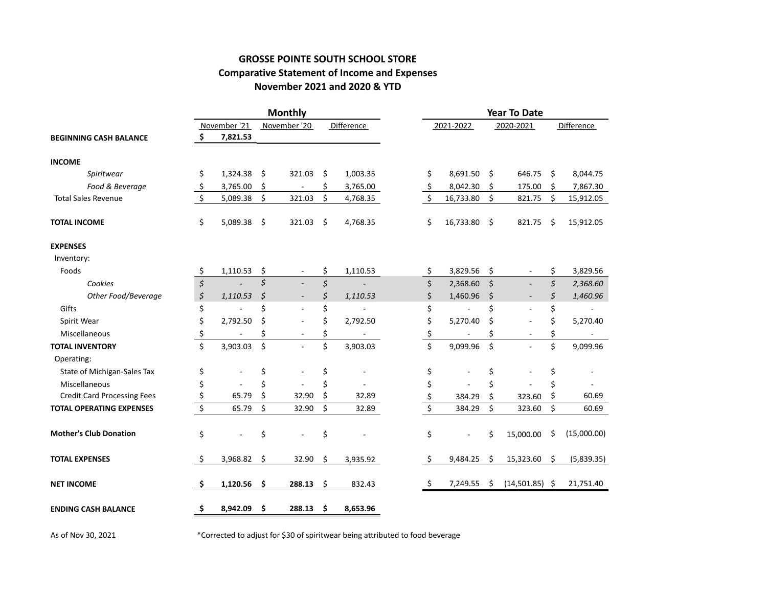# GROSSE POINTE SOUTH SCHOOL STORE

## Comparative Statement of Income and Expenses

### November 2021 and 2020 & YTD

| | Monthly | | | Year To Date | | |
|---|---|---|---|---|---|---|
| | November '21 | November '20 | Difference | 2021-2022 | 2020-2021 | Difference |
| **BEGINNING CASH BALANCE** | **$ 7,821.53** | | | | | |
| **INCOME** | | | | | | |
| *Spiritwear* | $ 1,324.38 | $ 321.03 | $ 1,003.35 | $ 8,691.50 | $ 646.75 | $ 8,044.75 |
| *Food & Beverage* | $ 3,765.00 | $ - | $ 3,765.00 | $ 8,042.30 | $ 175.00 | $ 7,867.30 |
| Total Sales Revenue | $ 5,089.38 | $ 321.03 | $ 4,768.35 | $ 16,733.80 | $ 821.75 | $ 15,912.05 |
| **TOTAL INCOME** | $ 5,089.38 | $ 321.03 | $ 4,768.35 | $ 16,733.80 | $ 821.75 | $ 15,912.05 |
| **EXPENSES** | | | | | | |
| Inventory: | | | | | | |
| Foods | $ 1,110.53 | $ - | $ 1,110.53 | $ 3,829.56 | $ - | $ 3,829.56 |
| *Cookies* | *$ -* | *$ -* | *$ -* | $ 2,368.60 | $ - | *$ 2,368.60* |
| *Other Food/Beverage* | *$ 1,110.53* | *$ -* | *$ 1,110.53* | $ 1,460.96 | $ - | *$ 1,460.96* |
| Gifts | $ - | $ - | $ - | $ - | $ - | $ - |
| Spirit Wear | $ 2,792.50 | $ - | $ 2,792.50 | $ 5,270.40 | $ - | $ 5,270.40 |
| Miscellaneous | $ - | $ - | $ - | $ - | $ - | $ - |
| **TOTAL INVENTORY** | $ 3,903.03 | $ - | $ 3,903.03 | $ 9,099.96 | $ - | $ 9,099.96 |
| Operating: | | | | | | |
| State of Michigan-Sales Tax | $ - | $ - | $ - | $ - | $ - | $ - |
| Miscellaneous | $ - | $ - | $ - | $ - | $ - | $ - |
| Credit Card Processing Fees | $ 65.79 | $ 32.90 | $ 32.89 | $ 384.29 | $ 323.60 | $ 60.69 |
| **TOTAL OPERATING EXPENSES** | $ 65.79 | $ 32.90 | $ 32.89 | $ 384.29 | $ 323.60 | $ 60.69 |
| **Mother's Club Donation** | $ - | $ - | $ - | $ - | $ 15,000.00 | $ (15,000.00) |
| **TOTAL EXPENSES** | $ 3,968.82 | $ 32.90 | $ 3,935.92 | $ 9,484.25 | $ 15,323.60 | $ (5,839.35) |
| **NET INCOME** | **$ 1,120.56** | **$ 288.13** | $ 832.43 | $ 7,249.55 | $ (14,501.85) | $ 21,751.40 |
| **ENDING CASH BALANCE** | **$ 8,942.09** | **$ 288.13** | **$ 8,653.96** | | | |

As of Nov 30, 2021

*Corrected to adjust for $30 of spiritwear being attributed to food beverage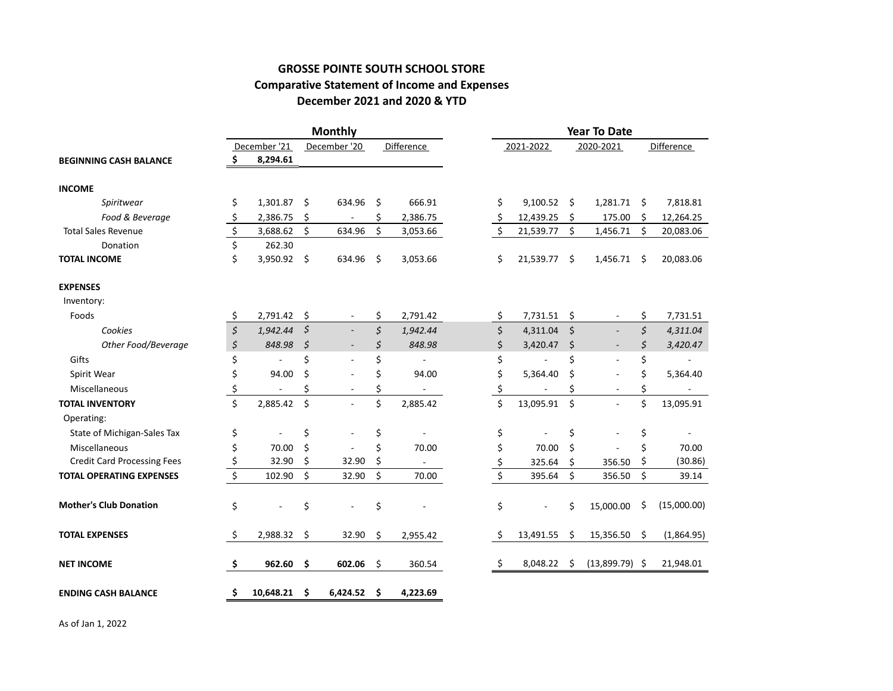**GROSSE POINTE SOUTH SCHOOL STORE**
**Comparative Statement of Income and Expenses**
**December 2021 and 2020 & YTD**

| | Monthly | | | Year To Date | | |
|---|---|---|---|---|---|---|
| | December '21 | December '20 | Difference | 2021-2022 | 2020-2021 | Difference |
| **BEGINNING CASH BALANCE** | **$ 8,294.61** | | | | | |
| **INCOME** | | | | | | |
| *Spiritwear* | $ 1,301.87 | $ 634.96 | $ 666.91 | $ 9,100.52 | $ 1,281.71 | $ 7,818.81 |
| *Food & Beverage* | $ 2,386.75 | $ - | $ 2,386.75 | $ 12,439.25 | $ 175.00 | $ 12,264.25 |
| Total Sales Revenue | $ 3,688.62 | $ 634.96 | $ 3,053.66 | $ 21,539.77 | $ 1,456.71 | $ 20,083.06 |
| Donation | $ 262.30 | | | | | |
| **TOTAL INCOME** | $ 3,950.92 | $ 634.96 | $ 3,053.66 | $ 21,539.77 | $ 1,456.71 | $ 20,083.06 |
| **EXPENSES** | | | | | | |
| Inventory: | | | | | | |
| Foods | $ 2,791.42 | $ - | $ 2,791.42 | $ 7,731.51 | $ - | $ 7,731.51 |
| *Cookies* | *$ 1,942.44* | *$ -* | *$ 1,942.44* | $ 4,311.04 | $ - | *$ 4,311.04* |
| *Other Food/Beverage* | *$ 848.98* | *$ -* | *$ 848.98* | $ 3,420.47 | $ - | *$ 3,420.47* |
| Gifts | $ - | $ - | $ - | $ - | $ - | $ - |
| Spirit Wear | $ 94.00 | $ - | $ 94.00 | $ 5,364.40 | $ - | $ 5,364.40 |
| Miscellaneous | $ - | $ - | $ - | $ - | $ - | $ - |
| **TOTAL INVENTORY** | $ 2,885.42 | $ - | $ 2,885.42 | $ 13,095.91 | $ - | $ 13,095.91 |
| Operating: | | | | | | |
| State of Michigan-Sales Tax | $ - | $ - | $ - | $ - | $ - | $ - |
| Miscellaneous | $ 70.00 | $ - | $ 70.00 | $ 70.00 | $ - | $ 70.00 |
| Credit Card Processing Fees | $ 32.90 | $ 32.90 | $ - | $ 325.64 | $ 356.50 | $ (30.86) |
| **TOTAL OPERATING EXPENSES** | $ 102.90 | $ 32.90 | $ 70.00 | $ 395.64 | $ 356.50 | $ 39.14 |
| **Mother's Club Donation** | $ - | $ - | $ - | $ - | $ 15,000.00 | $ (15,000.00) |
| **TOTAL EXPENSES** | $ 2,988.32 | $ 32.90 | $ 2,955.42 | $ 13,491.55 | $ 15,356.50 | $ (1,864.95) |
| **NET INCOME** | **$ 962.60** | **$ 602.06** | $ 360.54 | $ 8,048.22 | $ (13,899.79) | $ 21,948.01 |
| **ENDING CASH BALANCE** | **$ 10,648.21** | **$ 6,424.52** | **$ 4,223.69** | | | |

As of Jan 1, 2022